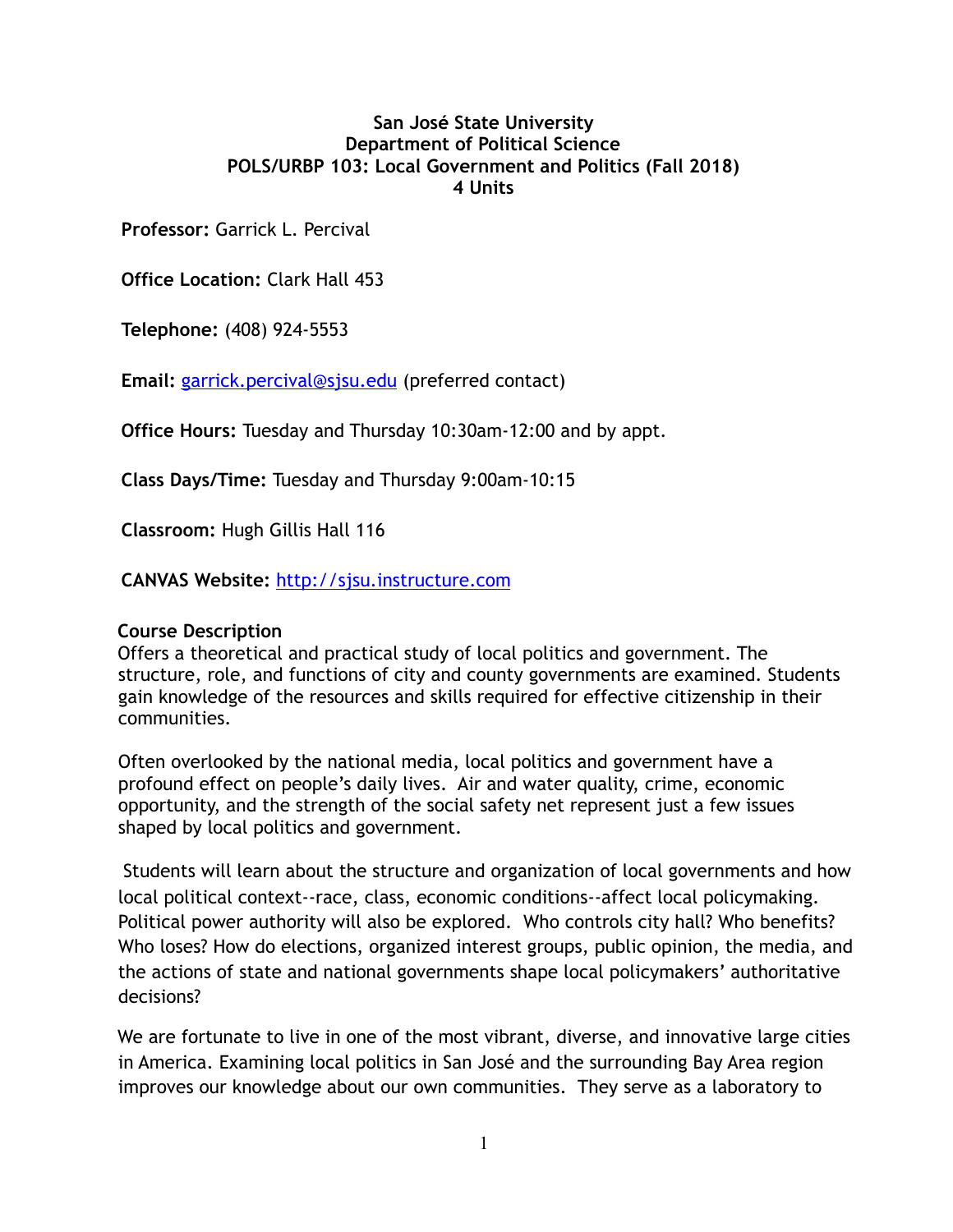**San José State University**
**Department of Political Science**
**POLS/URBP 103: Local Government and Politics (Fall 2018)**
**4 Units**

**Professor:** Garrick L. Percival

**Office Location:** Clark Hall 453

**Telephone:** (408) 924-5553

**Email:** garrick.percival@sjsu.edu (preferred contact)

**Office Hours:** Tuesday and Thursday 10:30am-12:00 and by appt.

**Class Days/Time:** Tuesday and Thursday 9:00am-10:15

**Classroom:** Hugh Gillis Hall 116

**CANVAS Website:** http://sjsu.instructure.com

## Course Description

Offers a theoretical and practical study of local politics and government. The structure, role, and functions of city and county governments are examined. Students gain knowledge of the resources and skills required for effective citizenship in their communities.

Often overlooked by the national media, local politics and government have a profound effect on people's daily lives. Air and water quality, crime, economic opportunity, and the strength of the social safety net represent just a few issues shaped by local politics and government.

Students will learn about the structure and organization of local governments and how local political context--race, class, economic conditions--affect local policymaking. Political power authority will also be explored. Who controls city hall? Who benefits? Who loses? How do elections, organized interest groups, public opinion, the media, and the actions of state and national governments shape local policymakers' authoritative decisions?

We are fortunate to live in one of the most vibrant, diverse, and innovative large cities in America. Examining local politics in San José and the surrounding Bay Area region improves our knowledge about our own communities. They serve as a laboratory to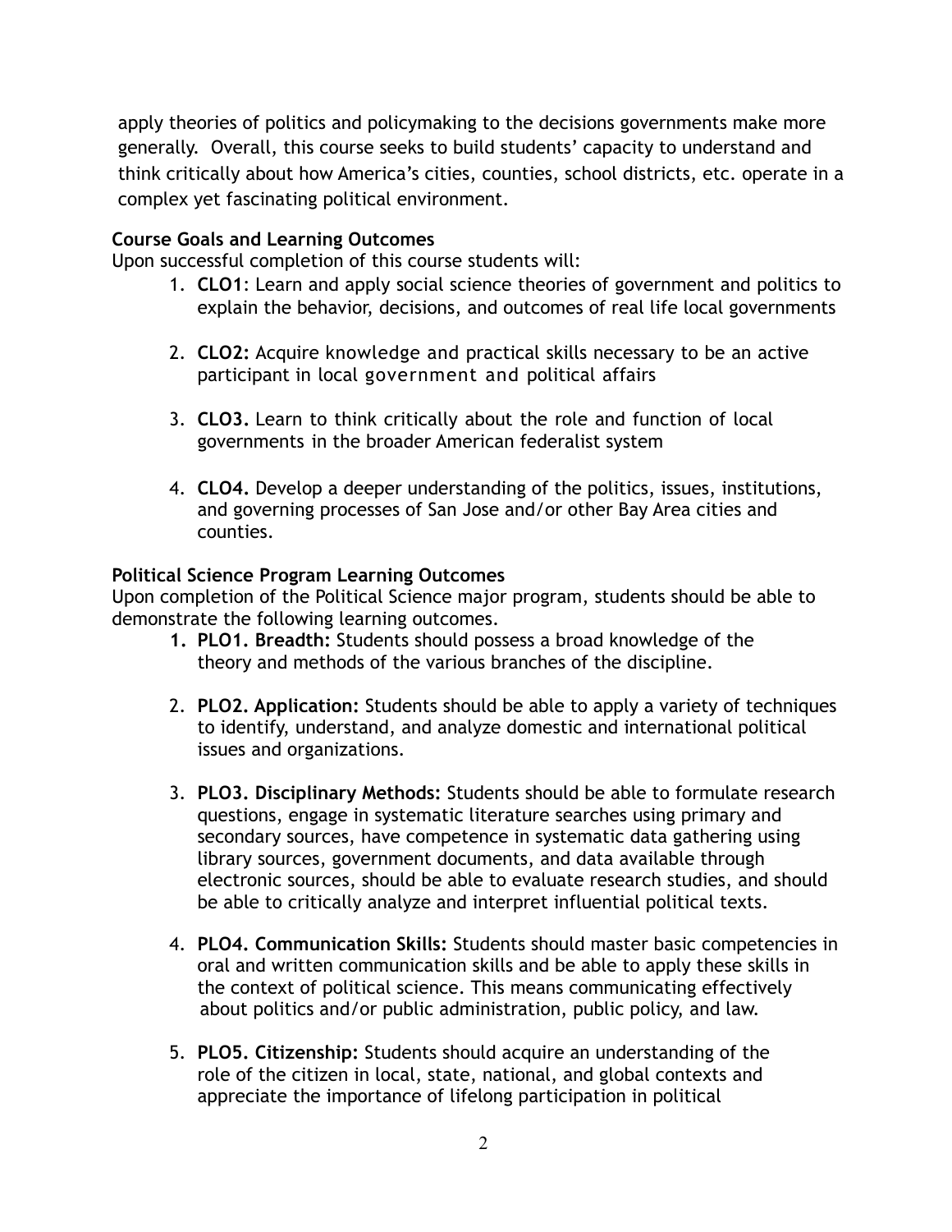apply theories of politics and policymaking to the decisions governments make more generally. Overall, this course seeks to build students' capacity to understand and think critically about how America's cities, counties, school districts, etc. operate in a complex yet fascinating political environment.

**Course Goals and Learning Outcomes**

Upon successful completion of this course students will:

1. **CLO1**: Learn and apply social science theories of government and politics to explain the behavior, decisions, and outcomes of real life local governments
2. **CLO2:** Acquire knowledge and practical skills necessary to be an active participant in local government and political affairs
3. **CLO3.** Learn to think critically about the role and function of local governments in the broader American federalist system
4. **CLO4.** Develop a deeper understanding of the politics, issues, institutions, and governing processes of San Jose and/or other Bay Area cities and counties.

**Political Science Program Learning Outcomes**

Upon completion of the Political Science major program, students should be able to demonstrate the following learning outcomes.

1. **PLO1. Breadth:** Students should possess a broad knowledge of the theory and methods of the various branches of the discipline.
2. **PLO2. Application:** Students should be able to apply a variety of techniques to identify, understand, and analyze domestic and international political issues and organizations.
3. **PLO3. Disciplinary Methods:** Students should be able to formulate research questions, engage in systematic literature searches using primary and secondary sources, have competence in systematic data gathering using library sources, government documents, and data available through electronic sources, should be able to evaluate research studies, and should be able to critically analyze and interpret influential political texts.
4. **PLO4. Communication Skills:** Students should master basic competencies in oral and written communication skills and be able to apply these skills in the context of political science. This means communicating effectively about politics and/or public administration, public policy, and law.
5. **PLO5. Citizenship:** Students should acquire an understanding of the role of the citizen in local, state, national, and global contexts and appreciate the importance of lifelong participation in political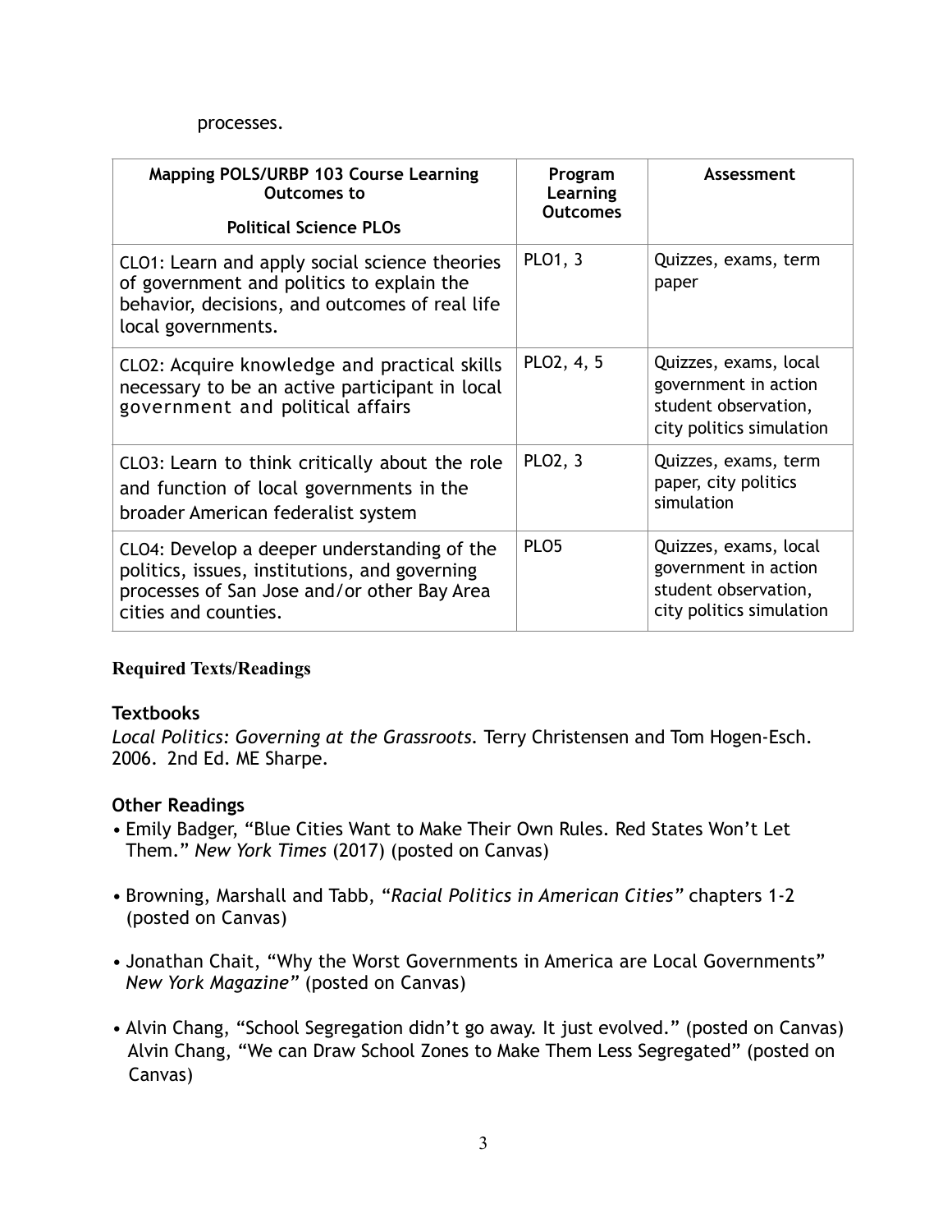processes.

| Mapping POLS/URBP 103 Course Learning Outcomes to<br><br>Political Science PLOs | Program Learning Outcomes | Assessment |
|---|---|---|
| CLO1: Learn and apply social science theories of government and politics to explain the behavior, decisions, and outcomes of real life local governments. | PLO1, 3 | Quizzes, exams, term paper |
| CLO2: Acquire knowledge and practical skills necessary to be an active participant in local government and political affairs | PLO2, 4, 5 | Quizzes, exams, local government in action student observation, city politics simulation |
| CLO3: Learn to think critically about the role and function of local governments in the broader American federalist system | PLO2, 3 | Quizzes, exams, term paper, city politics simulation |
| CLO4: Develop a deeper understanding of the politics, issues, institutions, and governing processes of San Jose and/or other Bay Area cities and counties. | PLO5 | Quizzes, exams, local government in action student observation, city politics simulation |

## Required Texts/Readings

### Textbooks

*Local Politics: Governing at the Grassroots.* Terry Christensen and Tom Hogen-Esch. 2006. 2nd Ed. ME Sharpe.

### Other Readings

- Emily Badger, "Blue Cities Want to Make Their Own Rules. Red States Won't Let Them." *New York Times* (2017) (posted on Canvas)
- Browning, Marshall and Tabb, "*Racial Politics in American Cities"* chapters 1-2 (posted on Canvas)
- Jonathan Chait, "Why the Worst Governments in America are Local Governments" *New York Magazine"* (posted on Canvas)
- Alvin Chang, "School Segregation didn't go away. It just evolved." (posted on Canvas) Alvin Chang, "We can Draw School Zones to Make Them Less Segregated" (posted on Canvas)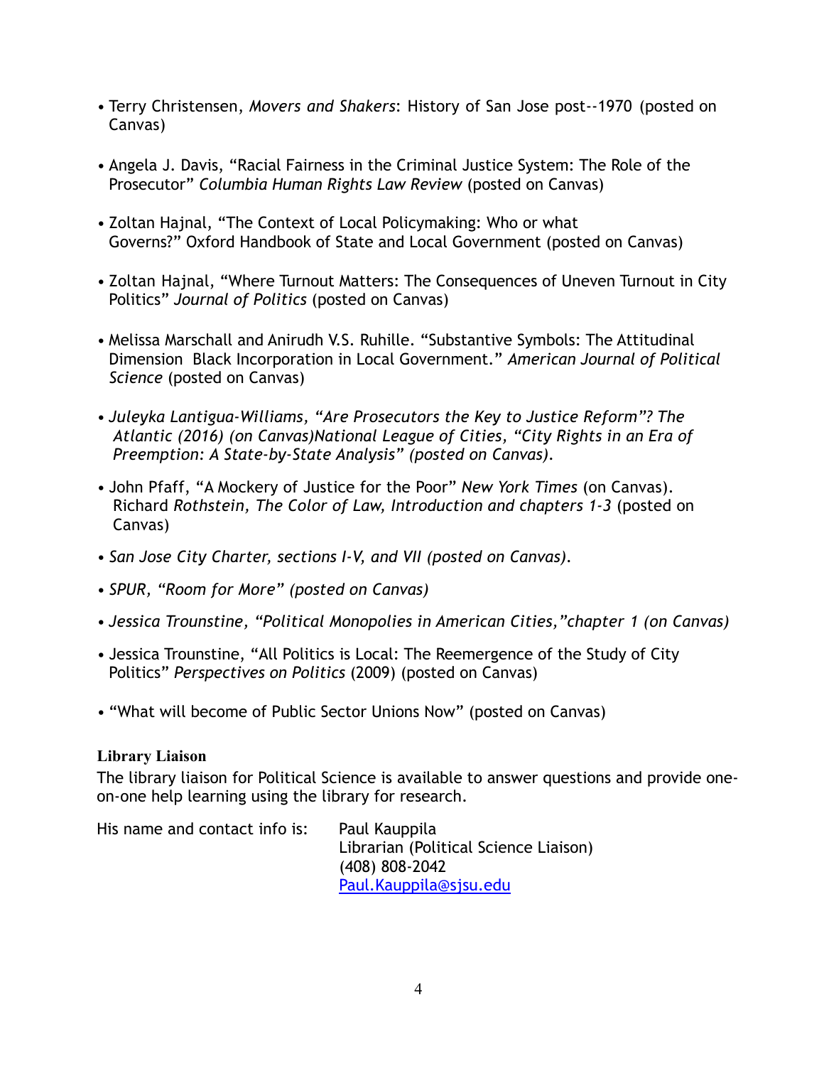- Terry Christensen, *Movers and Shakers*: History of San Jose post--1970 (posted on Canvas)

- Angela J. Davis, "Racial Fairness in the Criminal Justice System: The Role of the Prosecutor" *Columbia Human Rights Law Review* (posted on Canvas)

- Zoltan Hajnal, "The Context of Local Policymaking: Who or what Governs?" Oxford Handbook of State and Local Government (posted on Canvas)

- Zoltan Hajnal, "Where Turnout Matters: The Consequences of Uneven Turnout in City Politics" *Journal of Politics* (posted on Canvas)

- Melissa Marschall and Anirudh V.S. Ruhille. "Substantive Symbols: The Attitudinal Dimension  Black Incorporation in Local Government." *American Journal of Political Science* (posted on Canvas)

- *Juleyka Lantigua-Williams, "Are Prosecutors the Key to Justice Reform"? The Atlantic (2016) (on Canvas)National League of Cities, "City Rights in an Era of Preemption: A State-by-State Analysis" (posted on Canvas).*

- John Pfaff, "A Mockery of Justice for the Poor" *New York Times* (on Canvas). Richard *Rothstein, The Color of Law, Introduction and chapters 1-3* (posted on Canvas)

- *San Jose City Charter, sections I-V, and VII (posted on Canvas).*

- *SPUR, "Room for More" (posted on Canvas)*

- *Jessica Trounstine, "Political Monopolies in American Cities,"chapter 1 (on Canvas)*

- Jessica Trounstine, "All Politics is Local: The Reemergence of the Study of City Politics" *Perspectives on Politics* (2009) (posted on Canvas)

- "What will become of Public Sector Unions Now" (posted on Canvas)

**Library Liaison**

The library liaison for Political Science is available to answer questions and provide one-on-one help learning using the library for research.

His name and contact info is: Paul Kauppila  
Librarian (Political Science Liaison)  
(408) 808-2042  
Paul.Kauppila@sjsu.edu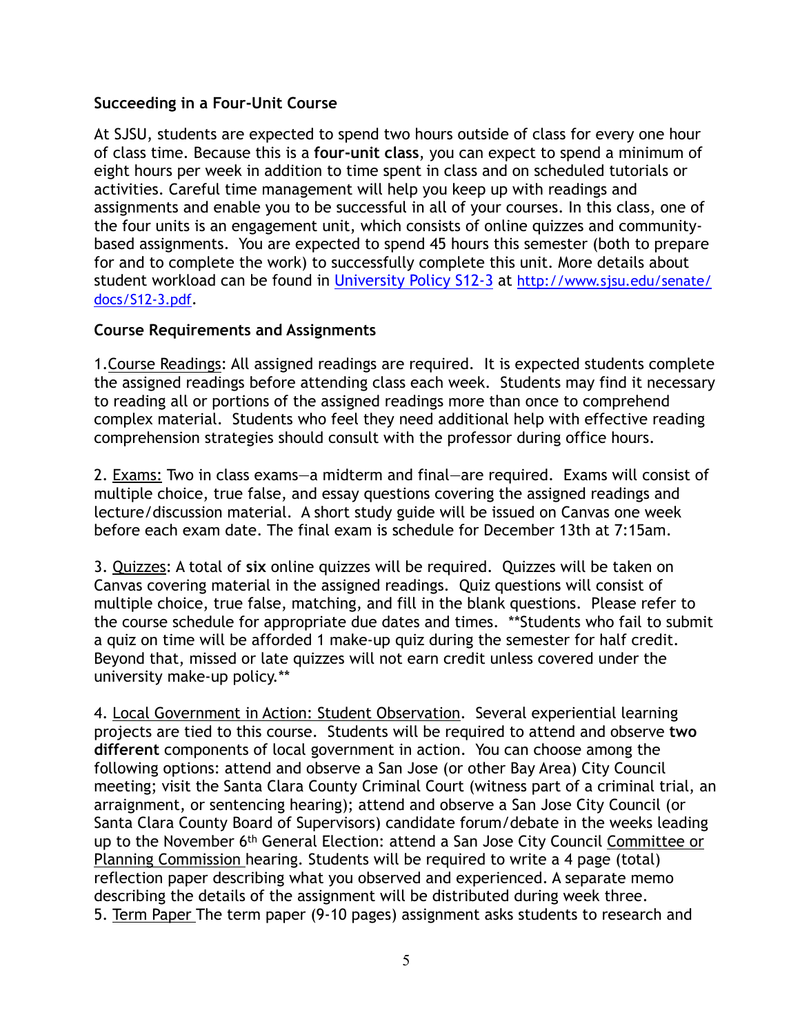**Succeeding in a Four-Unit Course**

At SJSU, students are expected to spend two hours outside of class for every one hour of class time. Because this is a **four-unit class**, you can expect to spend a minimum of eight hours per week in addition to time spent in class and on scheduled tutorials or activities. Careful time management will help you keep up with readings and assignments and enable you to be successful in all of your courses. In this class, one of the four units is an engagement unit, which consists of online quizzes and community-based assignments. You are expected to spend 45 hours this semester (both to prepare for and to complete the work) to successfully complete this unit. More details about student workload can be found in University Policy S12-3 at http://www.sjsu.edu/senate/docs/S12-3.pdf.

**Course Requirements and Assignments**

1. Course Readings: All assigned readings are required. It is expected students complete the assigned readings before attending class each week. Students may find it necessary to reading all or portions of the assigned readings more than once to comprehend complex material. Students who feel they need additional help with effective reading comprehension strategies should consult with the professor during office hours.

2. Exams: Two in class exams—a midterm and final—are required. Exams will consist of multiple choice, true false, and essay questions covering the assigned readings and lecture/discussion material. A short study guide will be issued on Canvas one week before each exam date. The final exam is schedule for December 13th at 7:15am.

3. Quizzes: A total of **six** online quizzes will be required. Quizzes will be taken on Canvas covering material in the assigned readings. Quiz questions will consist of multiple choice, true false, matching, and fill in the blank questions. Please refer to the course schedule for appropriate due dates and times. **Students who fail to submit a quiz on time will be afforded 1 make-up quiz during the semester for half credit. Beyond that, missed or late quizzes will not earn credit unless covered under the university make-up policy.**

4. Local Government in Action: Student Observation. Several experiential learning projects are tied to this course. Students will be required to attend and observe **two different** components of local government in action. You can choose among the following options: attend and observe a San Jose (or other Bay Area) City Council meeting; visit the Santa Clara County Criminal Court (witness part of a criminal trial, an arraignment, or sentencing hearing); attend and observe a San Jose City Council (or Santa Clara County Board of Supervisors) candidate forum/debate in the weeks leading up to the November 6th General Election: attend a San Jose City Council Committee or Planning Commission hearing. Students will be required to write a 4 page (total) reflection paper describing what you observed and experienced. A separate memo describing the details of the assignment will be distributed during week three.

5. Term Paper The term paper (9-10 pages) assignment asks students to research and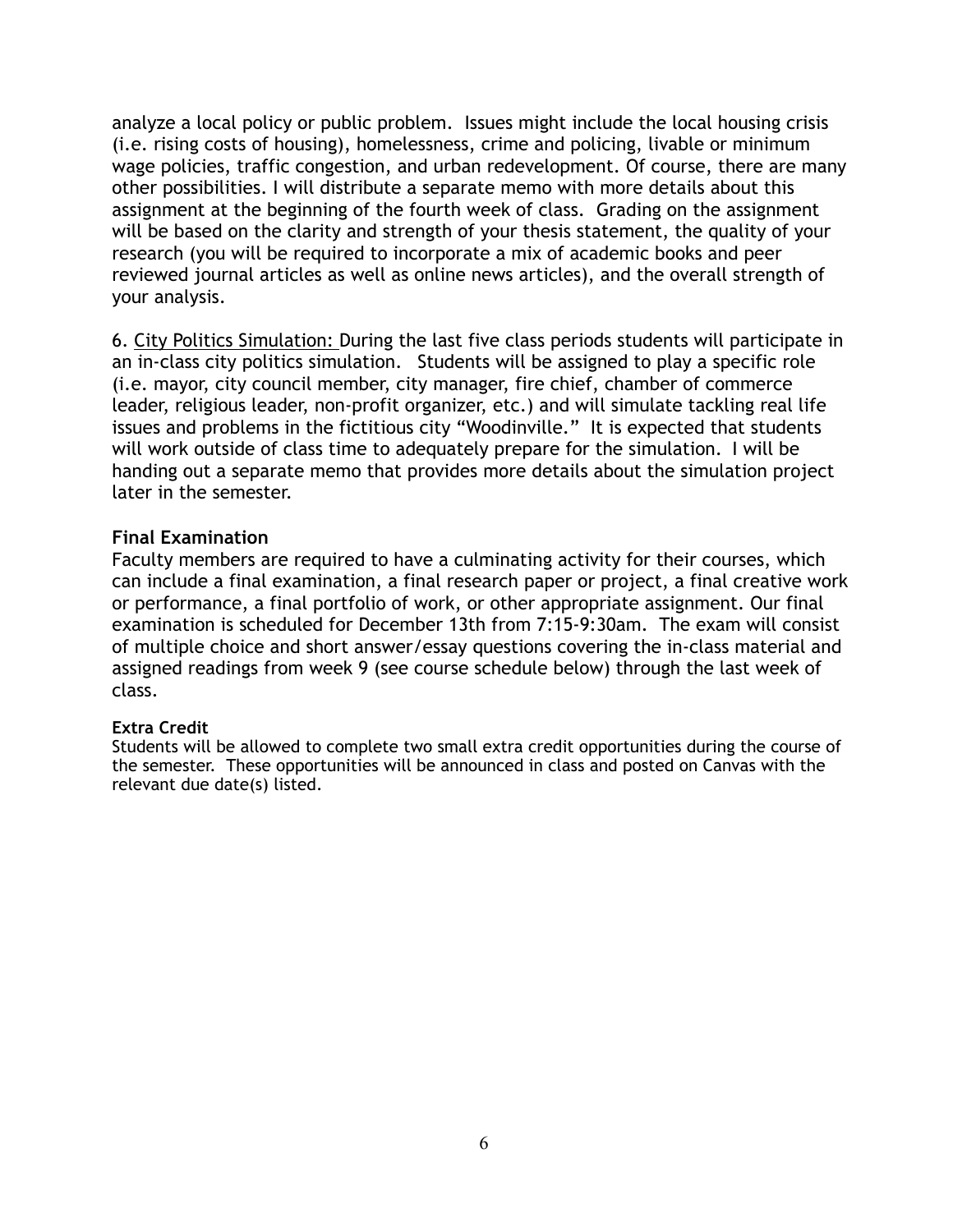analyze a local policy or public problem. Issues might include the local housing crisis (i.e. rising costs of housing), homelessness, crime and policing, livable or minimum wage policies, traffic congestion, and urban redevelopment. Of course, there are many other possibilities. I will distribute a separate memo with more details about this assignment at the beginning of the fourth week of class. Grading on the assignment will be based on the clarity and strength of your thesis statement, the quality of your research (you will be required to incorporate a mix of academic books and peer reviewed journal articles as well as online news articles), and the overall strength of your analysis.

6. <u>City Politics Simulation:</u> During the last five class periods students will participate in an in-class city politics simulation. Students will be assigned to play a specific role (i.e. mayor, city council member, city manager, fire chief, chamber of commerce leader, religious leader, non-profit organizer, etc.) and will simulate tackling real life issues and problems in the fictitious city "Woodinville." It is expected that students will work outside of class time to adequately prepare for the simulation. I will be handing out a separate memo that provides more details about the simulation project later in the semester.

**Final Examination**

Faculty members are required to have a culminating activity for their courses, which can include a final examination, a final research paper or project, a final creative work or performance, a final portfolio of work, or other appropriate assignment. Our final examination is scheduled for December 13th from 7:15-9:30am. The exam will consist of multiple choice and short answer/essay questions covering the in-class material and assigned readings from week 9 (see course schedule below) through the last week of class.

**Extra Credit**

Students will be allowed to complete two small extra credit opportunities during the course of the semester. These opportunities will be announced in class and posted on Canvas with the relevant due date(s) listed.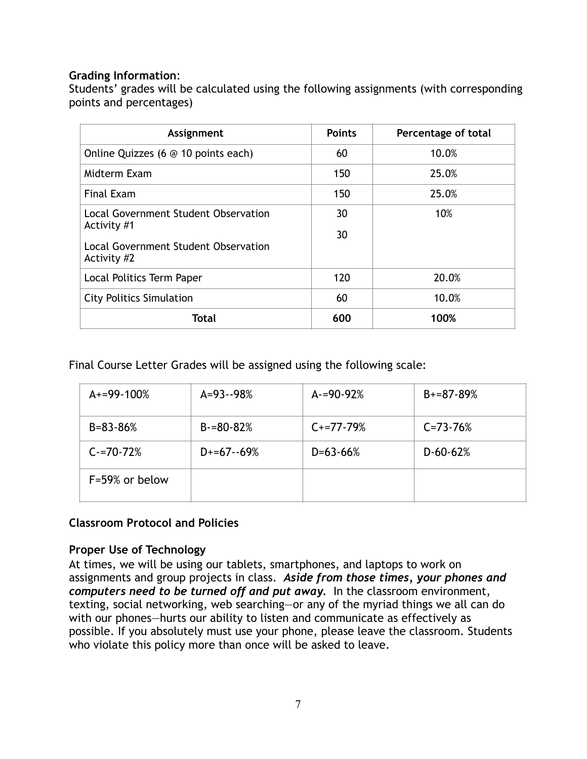**Grading Information**:
Students' grades will be calculated using the following assignments (with corresponding points and percentages)

| Assignment | Points | Percentage of total |
|---|---|---|
| Online Quizzes (6 @ 10 points each) | 60 | 10.0% |
| Midterm Exam | 150 | 25.0% |
| Final Exam | 150 | 25.0% |
| Local Government Student Observation Activity #1<br>Local Government Student Observation Activity #2 | 30<br>30 | 10% |
| Local Politics Term Paper | 120 | 20.0% |
| City Politics Simulation | 60 | 10.0% |
| **Total** | **600** | **100%** |

Final Course Letter Grades will be assigned using the following scale:

| | | | |
|---|---|---|---|
| A+=99-100% | A=93--98% | A-=90-92% | B+=87-89% |
| B=83-86% | B-=80-82% | C+=77-79% | C=73-76% |
| C-=70-72% | D+=67--69% | D=63-66% | D-60-62% |
| F=59% or below | | | |

**Classroom Protocol and Policies**

**Proper Use of Technology**
At times, we will be using our tablets, smartphones, and laptops to work on assignments and group projects in class. ***Aside from those times, your phones and computers need to be turned off and put away.*** In the classroom environment, texting, social networking, web searching—or any of the myriad things we all can do with our phones—hurts our ability to listen and communicate as effectively as possible. If you absolutely must use your phone, please leave the classroom. Students who violate this policy more than once will be asked to leave.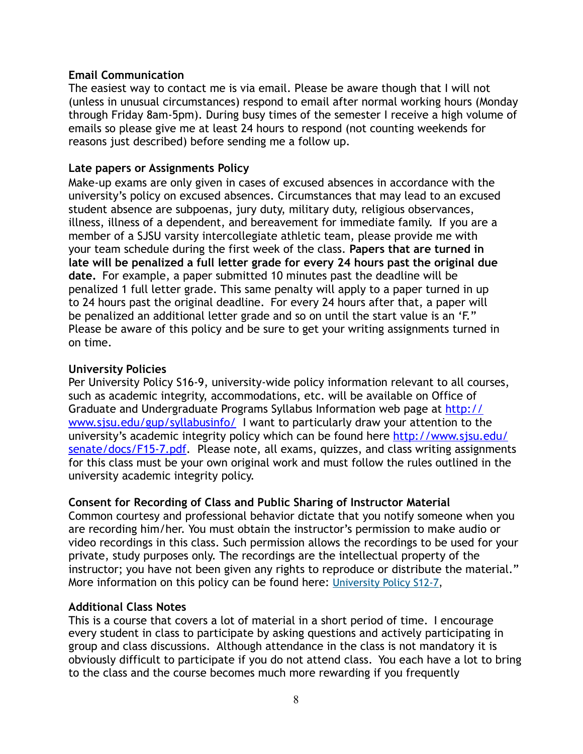**Email Communication**

The easiest way to contact me is via email. Please be aware though that I will not (unless in unusual circumstances) respond to email after normal working hours (Monday through Friday 8am-5pm). During busy times of the semester I receive a high volume of emails so please give me at least 24 hours to respond (not counting weekends for reasons just described) before sending me a follow up.

**Late papers or Assignments Policy**

Make-up exams are only given in cases of excused absences in accordance with the university's policy on excused absences. Circumstances that may lead to an excused student absence are subpoenas, jury duty, military duty, religious observances, illness, illness of a dependent, and bereavement for immediate family. If you are a member of a SJSU varsity intercollegiate athletic team, please provide me with your team schedule during the first week of the class. **Papers that are turned in late will be penalized a full letter grade for every 24 hours past the original due date.** For example, a paper submitted 10 minutes past the deadline will be penalized 1 full letter grade. This same penalty will apply to a paper turned in up to 24 hours past the original deadline. For every 24 hours after that, a paper will be penalized an additional letter grade and so on until the start value is an 'F." Please be aware of this policy and be sure to get your writing assignments turned in on time.

**University Policies**

Per University Policy S16-9, university-wide policy information relevant to all courses, such as academic integrity, accommodations, etc. will be available on Office of Graduate and Undergraduate Programs Syllabus Information web page at [http://www.sjsu.edu/gup/syllabusinfo/](http://www.sjsu.edu/gup/syllabusinfo/) I want to particularly draw your attention to the university's academic integrity policy which can be found here [http://www.sjsu.edu/senate/docs/F15-7.pdf](http://www.sjsu.edu/senate/docs/F15-7.pdf). Please note, all exams, quizzes, and class writing assignments for this class must be your own original work and must follow the rules outlined in the university academic integrity policy.

**Consent for Recording of Class and Public Sharing of Instructor Material**

Common courtesy and professional behavior dictate that you notify someone when you are recording him/her. You must obtain the instructor's permission to make audio or video recordings in this class. Such permission allows the recordings to be used for your private, study purposes only. The recordings are the intellectual property of the instructor; you have not been given any rights to reproduce or distribute the material." More information on this policy can be found here: University Policy S12-7,

**Additional Class Notes**

This is a course that covers a lot of material in a short period of time. I encourage every student in class to participate by asking questions and actively participating in group and class discussions. Although attendance in the class is not mandatory it is obviously difficult to participate if you do not attend class. You each have a lot to bring to the class and the course becomes much more rewarding if you frequently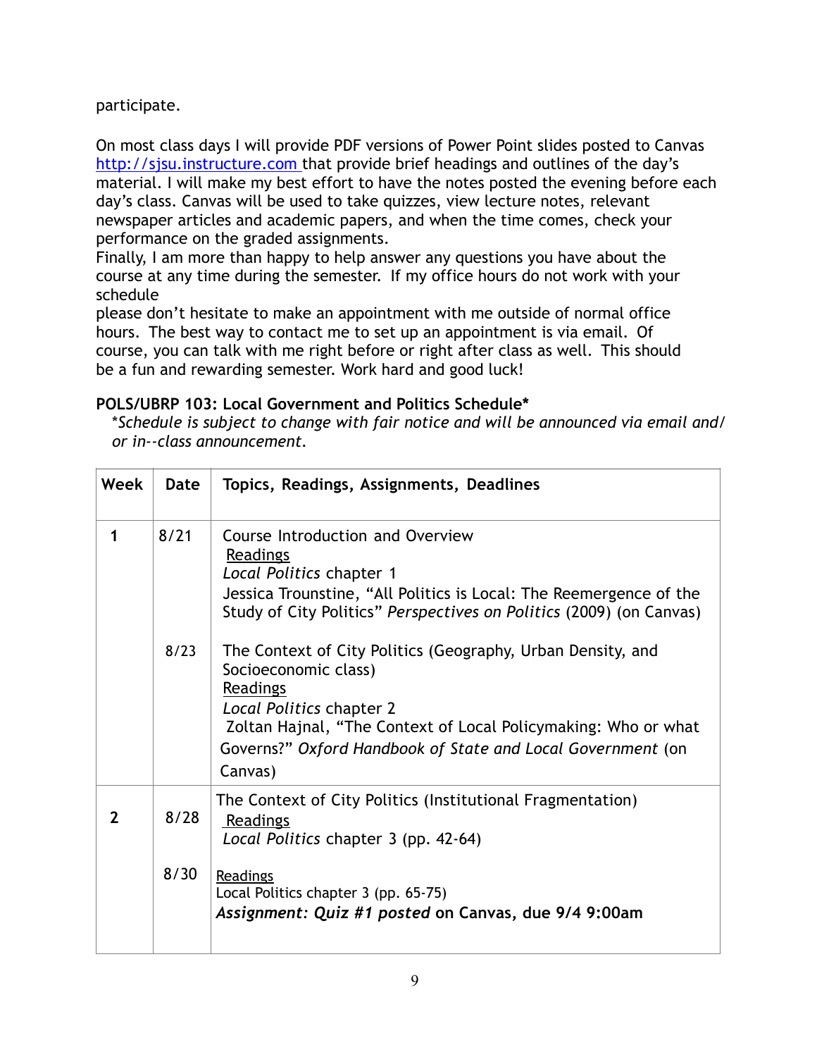participate.

On most class days I will provide PDF versions of Power Point slides posted to Canvas [http://sjsu.instructure.com](http://sjsu.instructure.com) that provide brief headings and outlines of the day's material. I will make my best effort to have the notes posted the evening before each day's class. Canvas will be used to take quizzes, view lecture notes, relevant newspaper articles and academic papers, and when the time comes, check your performance on the graded assignments.
Finally, I am more than happy to help answer any questions you have about the course at any time during the semester. If my office hours do not work with your schedule
please don't hesitate to make an appointment with me outside of normal office hours. The best way to contact me to set up an appointment is via email. Of course, you can talk with me right before or right after class as well. This should be a fun and rewarding semester. Work hard and good luck!

**POLS/UBRP 103: Local Government and Politics Schedule***
*\*Schedule is subject to change with fair notice and will be announced via email and/or in--class announcement.*

| Week | Date | Topics, Readings, Assignments, Deadlines |
|---|---|---|
| **1** | 8/21 | Course Introduction and Overview<br><u>Readings</u><br>*Local Politics* chapter 1<br>Jessica Trounstine, "All Politics is Local: The Reemergence of the Study of City Politics" *Perspectives on Politics* (2009) (on Canvas) |
| | 8/23 | The Context of City Politics (Geography, Urban Density, and Socioeconomic class)<br><u>Readings</u><br>*Local Politics* chapter 2<br>Zoltan Hajnal, "The Context of Local Policymaking: Who or what Governs?" *Oxford Handbook of State and Local Government* (on Canvas) |
| **2** | 8/28 | The Context of City Politics (Institutional Fragmentation)<br><u>Readings</u><br>*Local Politics* chapter 3 (pp. 42-64) |
| | 8/30 | <u>Readings</u><br>Local Politics chapter 3 (pp. 65-75)<br>***Assignment: Quiz #1 posted*** **on Canvas, due 9/4 9:00am** |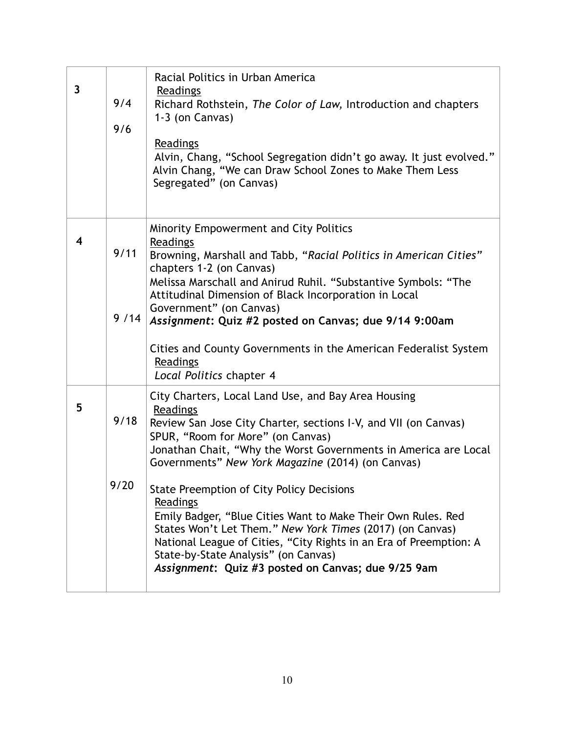| | | |
|---|---|---|
| **3** | 9/4<br><br>9/6 | Racial Politics in Urban America<br><u>Readings</u><br>Richard Rothstein, *The Color of Law,* Introduction and chapters 1-3 (on Canvas)<br><br><u>Readings</u><br>Alvin, Chang, "School Segregation didn't go away. It just evolved."<br>Alvin Chang, "We can Draw School Zones to Make Them Less Segregated" (on Canvas) |
| **4** | 9/11<br><br><br><br>9 /14 | Minority Empowerment and City Politics<br><u>Readings</u><br>Browning, Marshall and Tabb, "*Racial Politics in American Cities*" chapters 1-2 (on Canvas)<br>Melissa Marschall and Anirud Ruhil. "Substantive Symbols: "The Attitudinal Dimension of Black Incorporation in Local Government" (on Canvas)<br>***Assignment*: Quiz #2 posted on Canvas; due 9/14 9:00am**<br><br>Cities and County Governments in the American Federalist System<br><u>Readings</u><br>*Local Politics* chapter 4 |
| **5** | 9/18<br><br><br><br>9/20 | City Charters, Local Land Use, and Bay Area Housing<br><u>Readings</u><br>Review San Jose City Charter, sections I-V, and VII (on Canvas)<br>SPUR, "Room for More" (on Canvas)<br>Jonathan Chait, "Why the Worst Governments in America are Local Governments" *New York Magazine* (2014) (on Canvas)<br><br>State Preemption of City Policy Decisions<br><u>Readings</u><br>Emily Badger, "Blue Cities Want to Make Their Own Rules. Red States Won't Let Them." *New York Times* (2017) (on Canvas)<br>National League of Cities, "City Rights in an Era of Preemption: A State-by-State Analysis" (on Canvas)<br>***Assignment*: Quiz #3 posted on Canvas; due 9/25 9am** |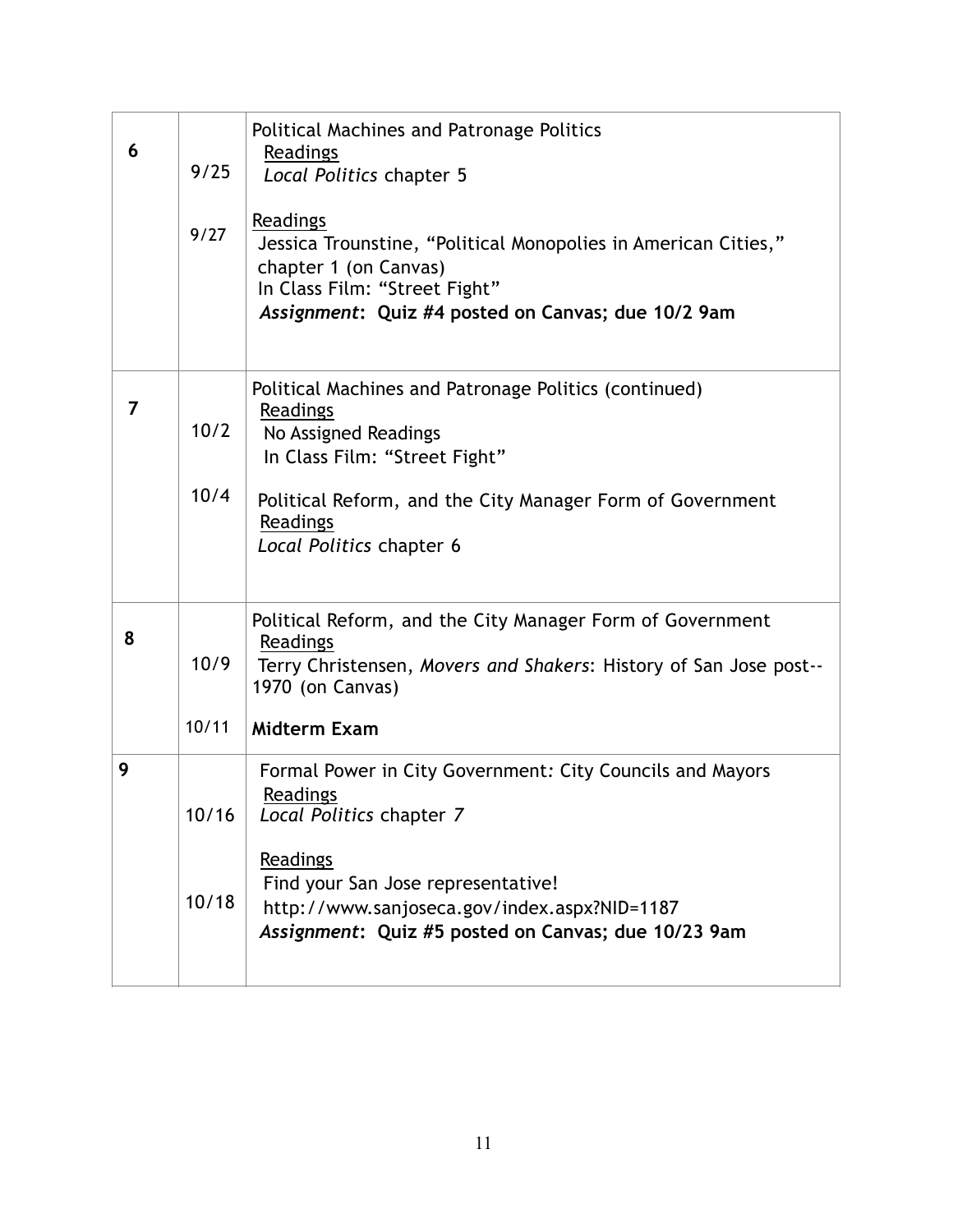| | | |
|---|---|---|
| **6** | 9/25<br><br>9/27 | Political Machines and Patronage Politics<br>Readings<br>*Local Politics* chapter 5<br><br>Readings<br>Jessica Trounstine, "Political Monopolies in American Cities," chapter 1 (on Canvas)<br>In Class Film: "Street Fight"<br>***Assignment*: Quiz #4 posted on Canvas; due 10/2 9am** |
| **7** | 10/2<br><br>10/4 | Political Machines and Patronage Politics (continued)<br>Readings<br>No Assigned Readings<br>In Class Film: "Street Fight"<br><br>Political Reform, and the City Manager Form of Government<br>Readings<br>*Local Politics* chapter 6 |
| **8** | 10/9<br><br>10/11 | Political Reform, and the City Manager Form of Government<br>Readings<br>Terry Christensen, *Movers and Shakers*: History of San Jose post--1970 (on Canvas)<br><br>**Midterm Exam** |
| **9** | 10/16<br><br>10/18 | Formal Power in City Government: City Councils and Mayors<br>Readings<br>*Local Politics* chapter 7<br><br>Readings<br>Find your San Jose representative!<br>http://www.sanjoseca.gov/index.aspx?NID=1187<br>***Assignment*: Quiz #5 posted on Canvas; due 10/23 9am** |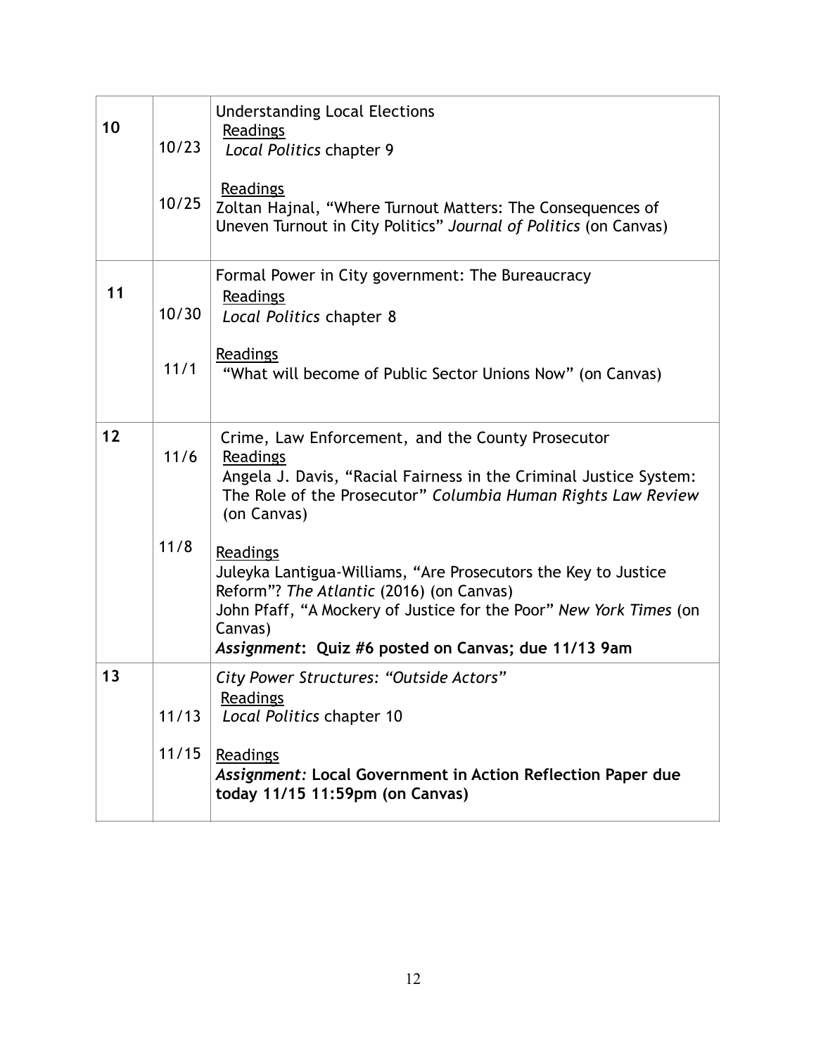| | | |
|---|---|---|
| **10** | 10/23<br><br>10/25 | Understanding Local Elections<br>Readings<br>*Local Politics* chapter 9<br><br>Readings<br>Zoltan Hajnal, "Where Turnout Matters: The Consequences of Uneven Turnout in City Politics" *Journal of Politics* (on Canvas) |
| **11** | 10/30<br><br>11/1 | Formal Power in City government: The Bureaucracy<br>Readings<br>*Local Politics* chapter 8<br><br>Readings<br>"What will become of Public Sector Unions Now" (on Canvas) |
| **12** | 11/6<br><br>11/8 | Crime, Law Enforcement, and the County Prosecutor<br>Readings<br>Angela J. Davis, "Racial Fairness in the Criminal Justice System: The Role of the Prosecutor" *Columbia Human Rights Law Review* (on Canvas)<br><br>Readings<br>Juleyka Lantigua-Williams, "Are Prosecutors the Key to Justice Reform"? *The Atlantic* (2016) (on Canvas)<br>John Pfaff, "A Mockery of Justice for the Poor" *New York Times* (on Canvas)<br>***Assignment*: Quiz #6 posted on Canvas; due 11/13 9am** |
| **13** | 11/13<br><br>11/15 | *City Power Structures: "Outside Actors"*<br>Readings<br>*Local Politics* chapter 10<br><br>Readings<br>***Assignment:* Local Government in Action Reflection Paper due today 11/15 11:59pm (on Canvas)** |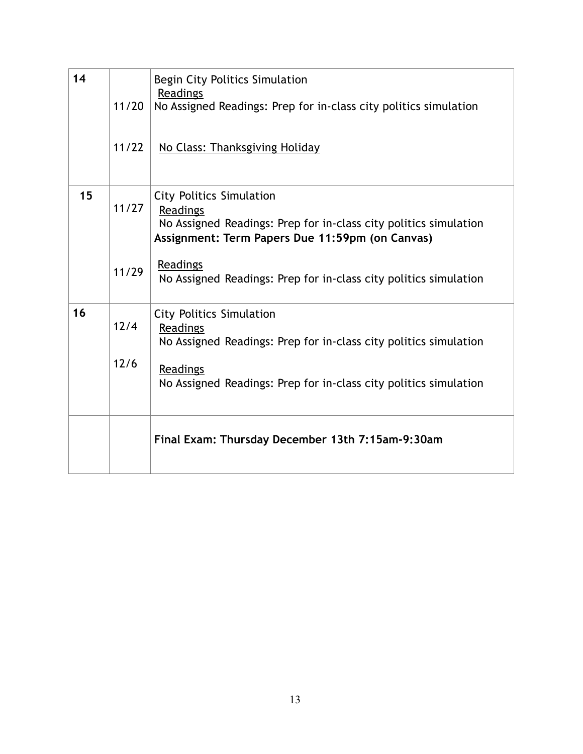| | | |
|---|---|---|
| **14** | 11/20<br><br>11/22 | Begin City Politics Simulation<br>Readings<br>No Assigned Readings: Prep for in-class city politics simulation<br><br>No Class: Thanksgiving Holiday |
| **15** | 11/27<br><br>11/29 | City Politics Simulation<br>Readings<br>No Assigned Readings: Prep for in-class city politics simulation<br>**Assignment: Term Papers Due 11:59pm (on Canvas)**<br><br>Readings<br>No Assigned Readings: Prep for in-class city politics simulation |
| **16** | 12/4<br><br>12/6 | City Politics Simulation<br>Readings<br>No Assigned Readings: Prep for in-class city politics simulation<br><br>Readings<br>No Assigned Readings: Prep for in-class city politics simulation |
| | | **Final Exam: Thursday December 13th 7:15am-9:30am** |